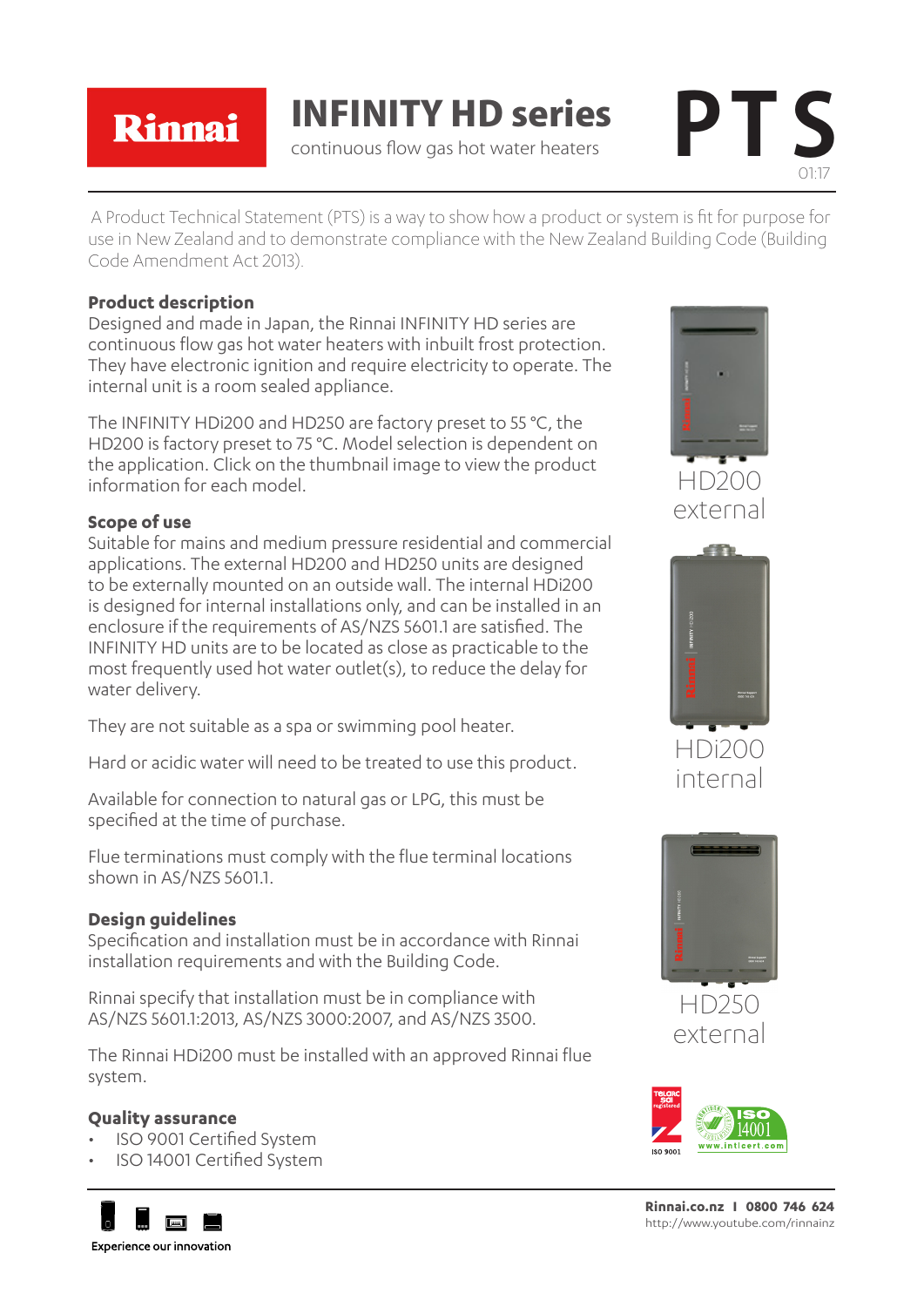# Rinnai

## INFINITY HD series

continuous flow gas hot water heaters

# PTS

01:17

A Product Technical Statement (PTS) is a way to show how a product or system is fit for purpose for use in New Zealand and to demonstrate compliance with the New Zealand Building Code (Building Code Amendment Act 2013).

### Product description

Designed and made in Japan, the Rinnai INFINITY HD series are continuous flow gas hot water heaters with inbuilt frost protection. They have electronic ignition and require electricity to operate. The internal unit is a room sealed appliance.

The INFINITY HDi200 and HD250 are factory preset to 55 °C, the HD200 is factory preset to 75 °C. Model selection is dependent on the application. Click on the thumbnail image to view the product information for each model.

HD200 external

HDi200 internal

HD250 external

### Scope of use

Suitable for mains and medium pressure residential and commercial applications. The external HD200 and HD250 units are designed to be externally mounted on an outside wall. The internal HDi200 is designed for internal installations only, and can be installed in an enclosure if the requirements of AS/NZS 5601.1 are satisfied. The INFINITY HD units are to be located as close as practicable to the most frequently used hot water outlet(s), to reduce the delay for water delivery.

They are not suitable as a spa or swimming pool heater.

Hard or acidic water will need to be treated to use this product.

Available for connection to natural gas or LPG, this must be specified at the time of purchase.

Flue terminations must comply with the flue terminal locations shown in AS/NZS 5601.1.

### Design guidelines

Specification and installation must be in accordance with Rinnai installation requirements and with the Building Code.

Rinnai specify that installation must be in compliance with AS/NZS 5601.1:2013, AS/NZS 3000:2007, and AS/NZS 3500.

The Rinnai HDi200 must be installed with an approved Rinnai flue system.

### Quality assurance

- ISO 9001 Certified System
- ISO 14001 Certified System

Experience our innovation

**Rinnai.co.nz | 0800 746 624**
http://www.youtube.com/rinnainz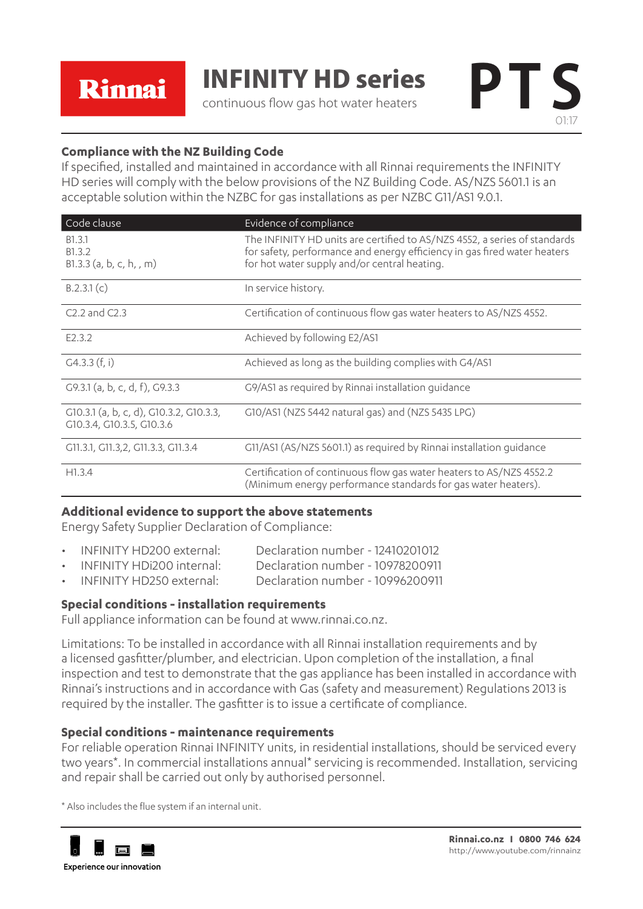# INFINITY HD series

continuous flow gas hot water heaters

**PTS**

01:17

## Compliance with the NZ Building Code

If specified, installed and maintained in accordance with all Rinnai requirements the INFINITY HD series will comply with the below provisions of the NZ Building Code. AS/NZS 5601.1 is an acceptable solution within the NZBC for gas installations as per NZBC G11/AS1 9.0.1.

| Code clause | Evidence of compliance |
|---|---|
| B1.3.1<br>B1.3.2<br>B1.3.3 (a, b, c, h, , m) | The INFINITY HD units are certified to AS/NZS 4552, a series of standards for safety, performance and energy efficiency in gas fired water heaters for hot water supply and/or central heating. |
| B.2.3.1 (c) | In service history. |
| C2.2 and C2.3 | Certification of continuous flow gas water heaters to AS/NZS 4552. |
| E2.3.2 | Achieved by following E2/AS1 |
| G4.3.3 (f, i) | Achieved as long as the building complies with G4/AS1 |
| G9.3.1 (a, b, c, d, f), G9.3.3 | G9/AS1 as required by Rinnai installation guidance |
| G10.3.1 (a, b, c, d), G10.3.2, G10.3.3, G10.3.4, G10.3.5, G10.3.6 | G10/AS1 (NZS 5442 natural gas) and (NZS 5435 LPG) |
| G11.3.1, G11.3,2, G11.3.3, G11.3.4 | G11/AS1 (AS/NZS 5601.1) as required by Rinnai installation guidance |
| H1.3.4 | Certification of continuous flow gas water heaters to AS/NZS 4552.2 (Minimum energy performance standards for gas water heaters). |

## Additional evidence to support the above statements

Energy Safety Supplier Declaration of Compliance:

- INFINITY HD200 external: Declaration number - 12410201012
- INFINITY HDi200 internal: Declaration number - 10978200911
- INFINITY HD250 external: Declaration number - 10996200911

## Special conditions - installation requirements

Full appliance information can be found at www.rinnai.co.nz.

Limitations: To be installed in accordance with all Rinnai installation requirements and by a licensed gasfitter/plumber, and electrician. Upon completion of the installation, a final inspection and test to demonstrate that the gas appliance has been installed in accordance with Rinnai's instructions and in accordance with Gas (safety and measurement) Regulations 2013 is required by the installer. The gasfitter is to issue a certificate of compliance.

## Special conditions - maintenance requirements

For reliable operation Rinnai INFINITY units, in residential installations, should be serviced every two years*. In commercial installations annual* servicing is recommended. Installation, servicing and repair shall be carried out only by authorised personnel.

\* Also includes the flue system if an internal unit.

Experience our innovation

**Rinnai.co.nz I 0800 746 624**
http://www.youtube.com/rinnainz